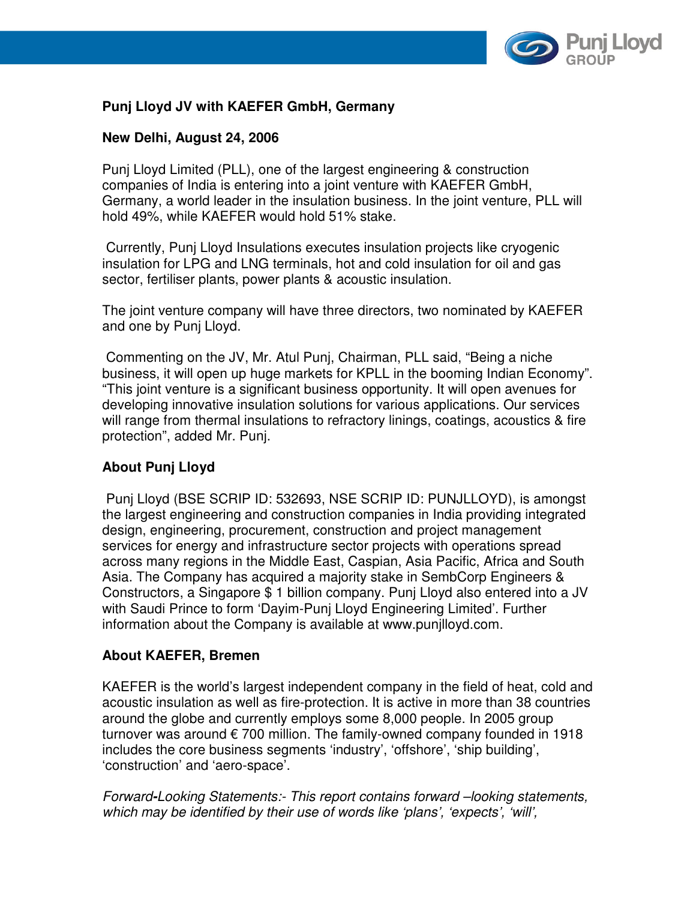## Punj Lloyd JV with KAEFER GmbH, Germany

**New Delhi, August 24, 2006**

Punj Lloyd Limited (PLL), one of the largest engineering & construction companies of India is entering into a joint venture with KAEFER GmbH, Germany, a world leader in the insulation business. In the joint venture, PLL will hold 49%, while KAEFER would hold 51% stake.

Currently, Punj Lloyd Insulations executes insulation projects like cryogenic insulation for LPG and LNG terminals, hot and cold insulation for oil and gas sector, fertiliser plants, power plants & acoustic insulation.

The joint venture company will have three directors, two nominated by KAEFER and one by Punj Lloyd.

Commenting on the JV, Mr. Atul Punj, Chairman, PLL said, "Being a niche business, it will open up huge markets for KPLL in the booming Indian Economy". "This joint venture is a significant business opportunity. It will open avenues for developing innovative insulation solutions for various applications. Our services will range from thermal insulations to refractory linings, coatings, acoustics & fire protection", added Mr. Punj.

### About Punj Lloyd

Punj Lloyd (BSE SCRIP ID: 532693, NSE SCRIP ID: PUNJLLOYD), is amongst the largest engineering and construction companies in India providing integrated design, engineering, procurement, construction and project management services for energy and infrastructure sector projects with operations spread across many regions in the Middle East, Caspian, Asia Pacific, Africa and South Asia. The Company has acquired a majority stake in SembCorp Engineers & Constructors, a Singapore $ 1 billion company. Punj Lloyd also entered into a JV with Saudi Prince to form 'Dayim-Punj Lloyd Engineering Limited'. Further information about the Company is available at www.punjlloyd.com.

### About KAEFER, Bremen

KAEFER is the world's largest independent company in the field of heat, cold and acoustic insulation as well as fire-protection. It is active in more than 38 countries around the globe and currently employs some 8,000 people. In 2005 group turnover was around € 700 million. The family-owned company founded in 1918 includes the core business segments 'industry', 'offshore', 'ship building', 'construction' and 'aero-space'.

*Forward-Looking Statements:- This report contains forward –looking statements, which may be identified by their use of words like 'plans', 'expects', 'will',*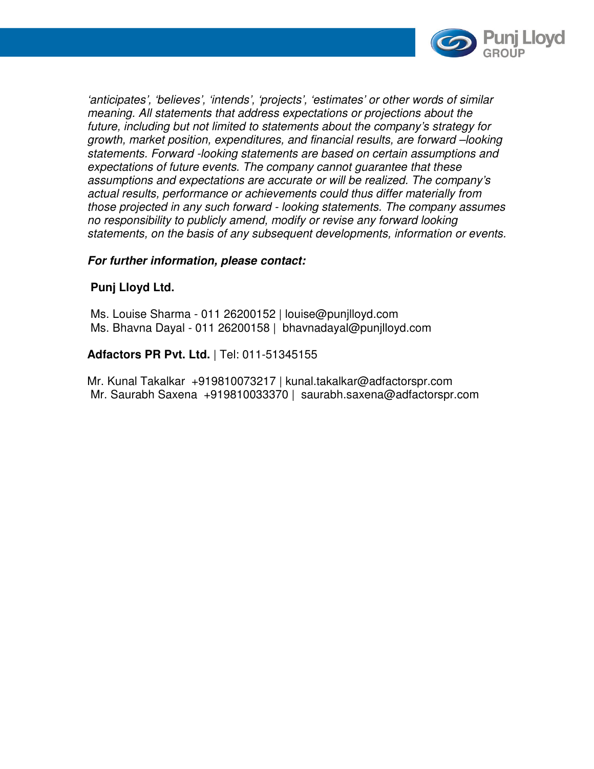*'anticipates', 'believes', 'intends', 'projects', 'estimates' or other words of similar meaning. All statements that address expectations or projections about the future, including but not limited to statements about the company's strategy for growth, market position, expenditures, and financial results, are forward –looking statements. Forward -looking statements are based on certain assumptions and expectations of future events. The company cannot guarantee that these assumptions and expectations are accurate or will be realized. The company's actual results, performance or achievements could thus differ materially from those projected in any such forward - looking statements. The company assumes no responsibility to publicly amend, modify or revise any forward looking statements, on the basis of any subsequent developments, information or events.*

***For further information, please contact:***

**Punj Lloyd Ltd.**

Ms. Louise Sharma - 011 26200152 | louise@punjlloyd.com
Ms. Bhavna Dayal - 011 26200158 | bhavnadayal@punjlloyd.com

**Adfactors PR Pvt. Ltd.** | Tel: 011-51345155

Mr. Kunal Takalkar +919810073217 | kunal.takalkar@adfactorspr.com
Mr. Saurabh Saxena +919810033370 | saurabh.saxena@adfactorspr.com